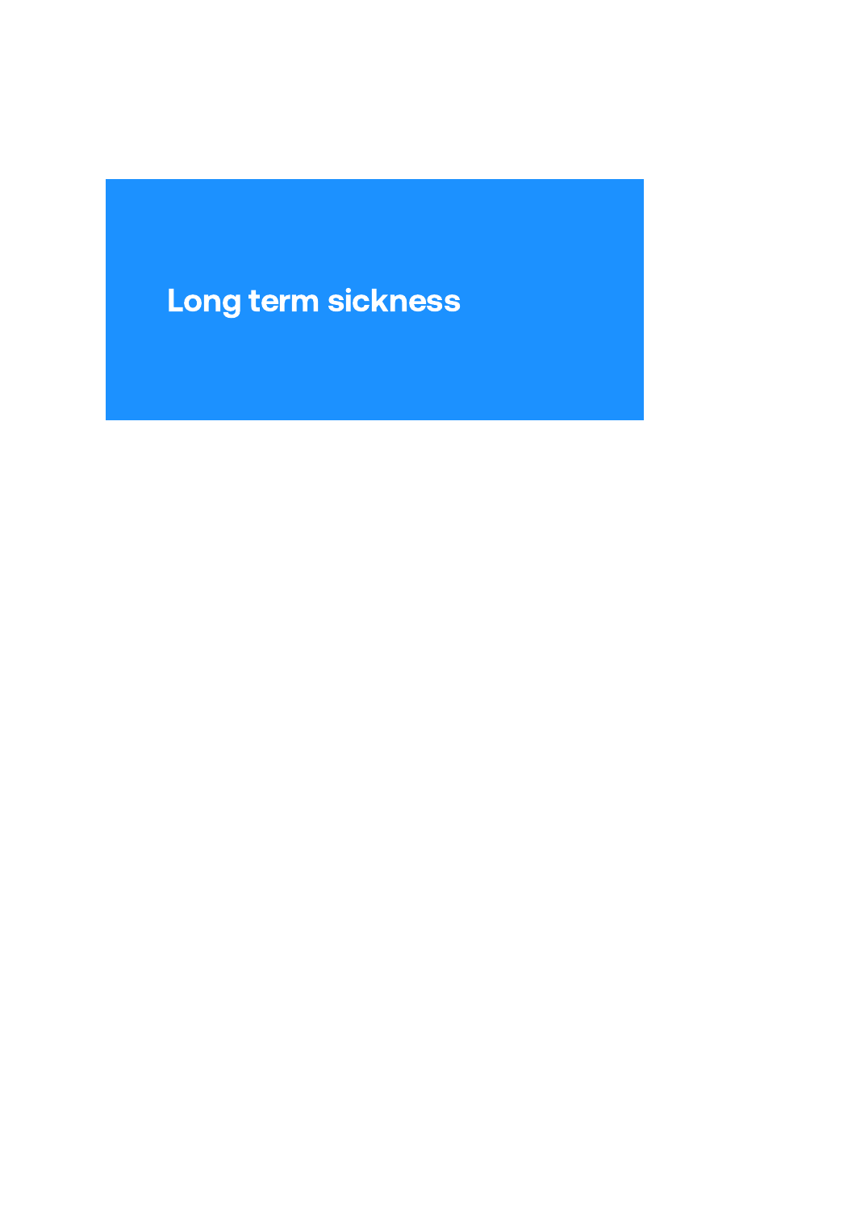# Long term sickness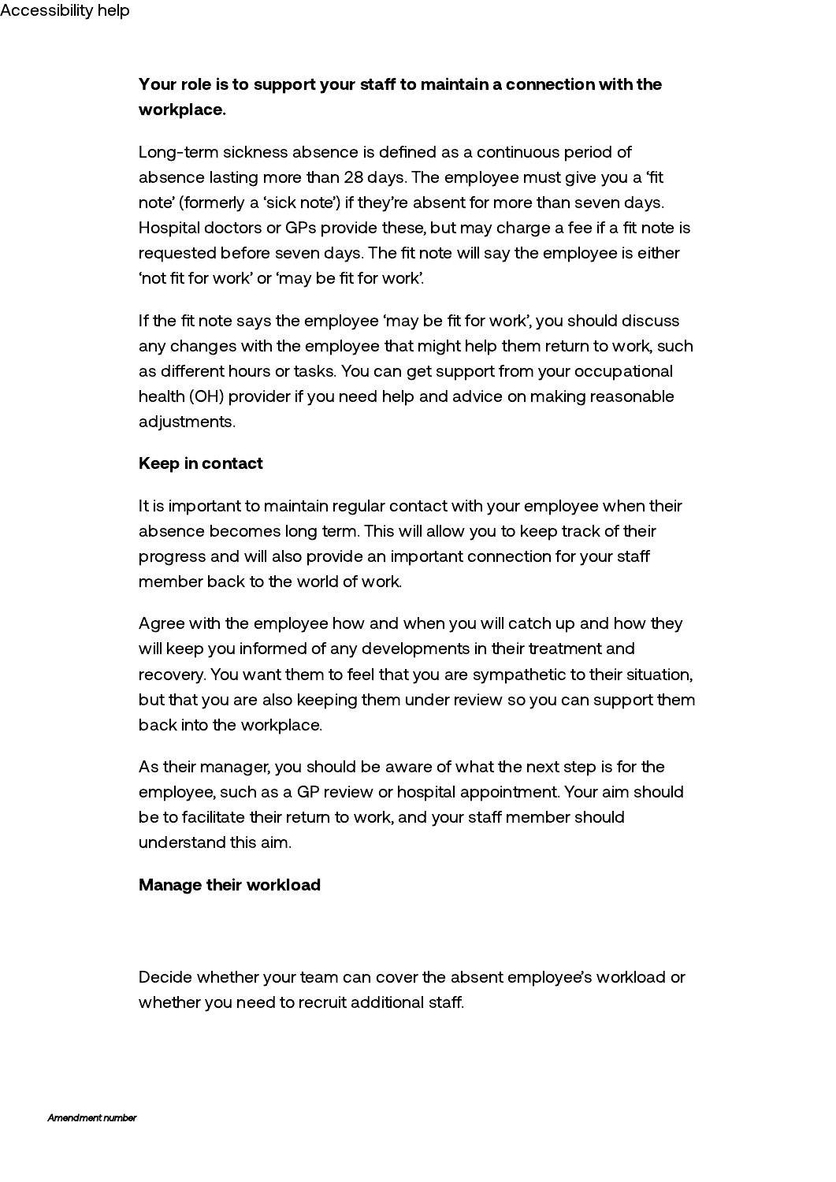**Your role is to support your staff to maintain a connection with the workplace.**

Long-term sickness absence is defined as a continuous period of absence lasting more than 28 days. The employee must give you a 'fit note' (formerly a 'sick note') if they're absent for more than seven days. Hospital doctors or GPs provide these, but may charge a fee if a fit note is requested before seven days. The fit note will say the employee is either 'not fit for work' or 'may be fit for work'.

If the fit note says the employee 'may be fit for work', you should discuss any changes with the employee that might help them return to work, such as different hours or tasks. You can get support from your occupational health (OH) provider if you need help and advice on making reasonable adjustments.

**Keep in contact**

It is important to maintain regular contact with your employee when their absence becomes long term. This will allow you to keep track of their progress and will also provide an important connection for your staff member back to the world of work.

Agree with the employee how and when you will catch up and how they will keep you informed of any developments in their treatment and recovery. You want them to feel that you are sympathetic to their situation, but that you are also keeping them under review so you can support them back into the workplace.

As their manager, you should be aware of what the next step is for the employee, such as a GP review or hospital appointment. Your aim should be to facilitate their return to work, and your staff member should understand this aim.

**Manage their workload**

Decide whether your team can cover the absent employee's workload or whether you need to recruit additional staff.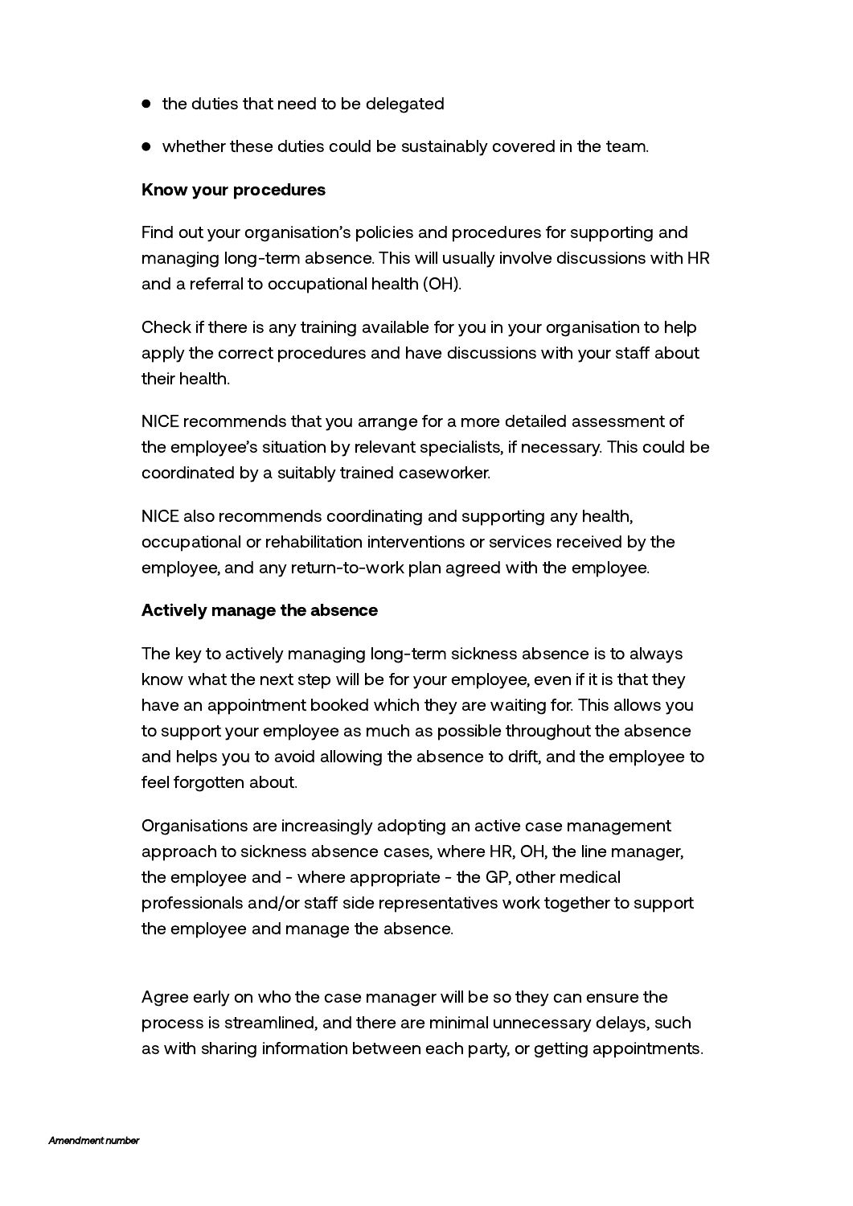- the duties that need to be delegated
- whether these duties could be sustainably covered in the team.

**Know your procedures**

Find out your organisation's policies and procedures for supporting and managing long-term absence. This will usually involve discussions with HR and a referral to occupational health (OH).

Check if there is any training available for you in your organisation to help apply the correct procedures and have discussions with your staff about their health.

NICE recommends that you arrange for a more detailed assessment of the employee's situation by relevant specialists, if necessary. This could be coordinated by a suitably trained caseworker.

NICE also recommends coordinating and supporting any health, occupational or rehabilitation interventions or services received by the employee, and any return-to-work plan agreed with the employee.

**Actively manage the absence**

The key to actively managing long-term sickness absence is to always know what the next step will be for your employee, even if it is that they have an appointment booked which they are waiting for. This allows you to support your employee as much as possible throughout the absence and helps you to avoid allowing the absence to drift, and the employee to feel forgotten about.

Organisations are increasingly adopting an active case management approach to sickness absence cases, where HR, OH, the line manager, the employee and - where appropriate - the GP, other medical professionals and/or staff side representatives work together to support the employee and manage the absence.

Agree early on who the case manager will be so they can ensure the process is streamlined, and there are minimal unnecessary delays, such as with sharing information between each party, or getting appointments.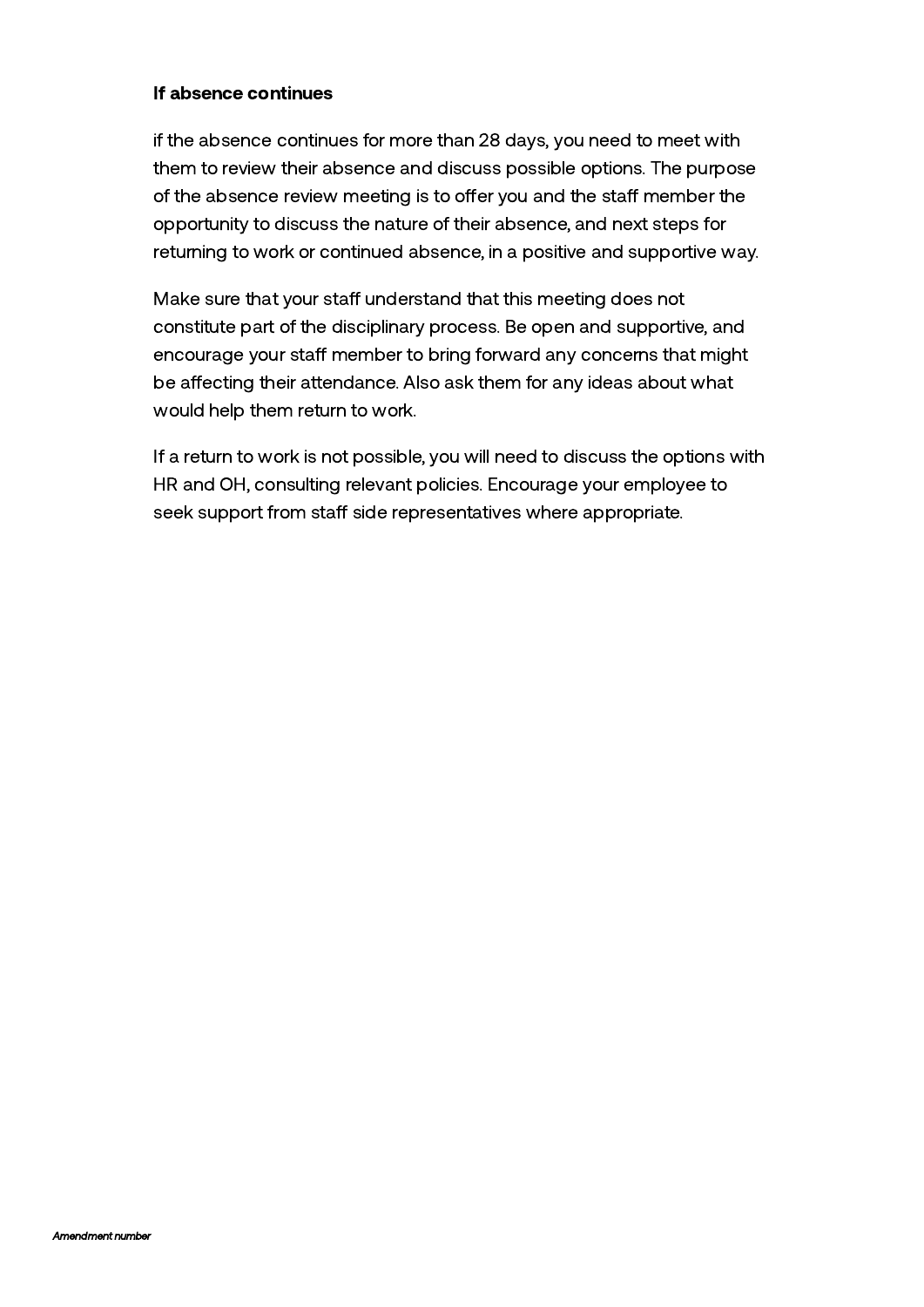**If absence continues**

if the absence continues for more than 28 days, you need to meet with them to review their absence and discuss possible options. The purpose of the absence review meeting is to offer you and the staff member the opportunity to discuss the nature of their absence, and next steps for returning to work or continued absence, in a positive and supportive way.

Make sure that your staff understand that this meeting does not constitute part of the disciplinary process. Be open and supportive, and encourage your staff member to bring forward any concerns that might be affecting their attendance. Also ask them for any ideas about what would help them return to work.

If a return to work is not possible, you will need to discuss the options with HR and OH, consulting relevant policies. Encourage your employee to seek support from staff side representatives where appropriate.